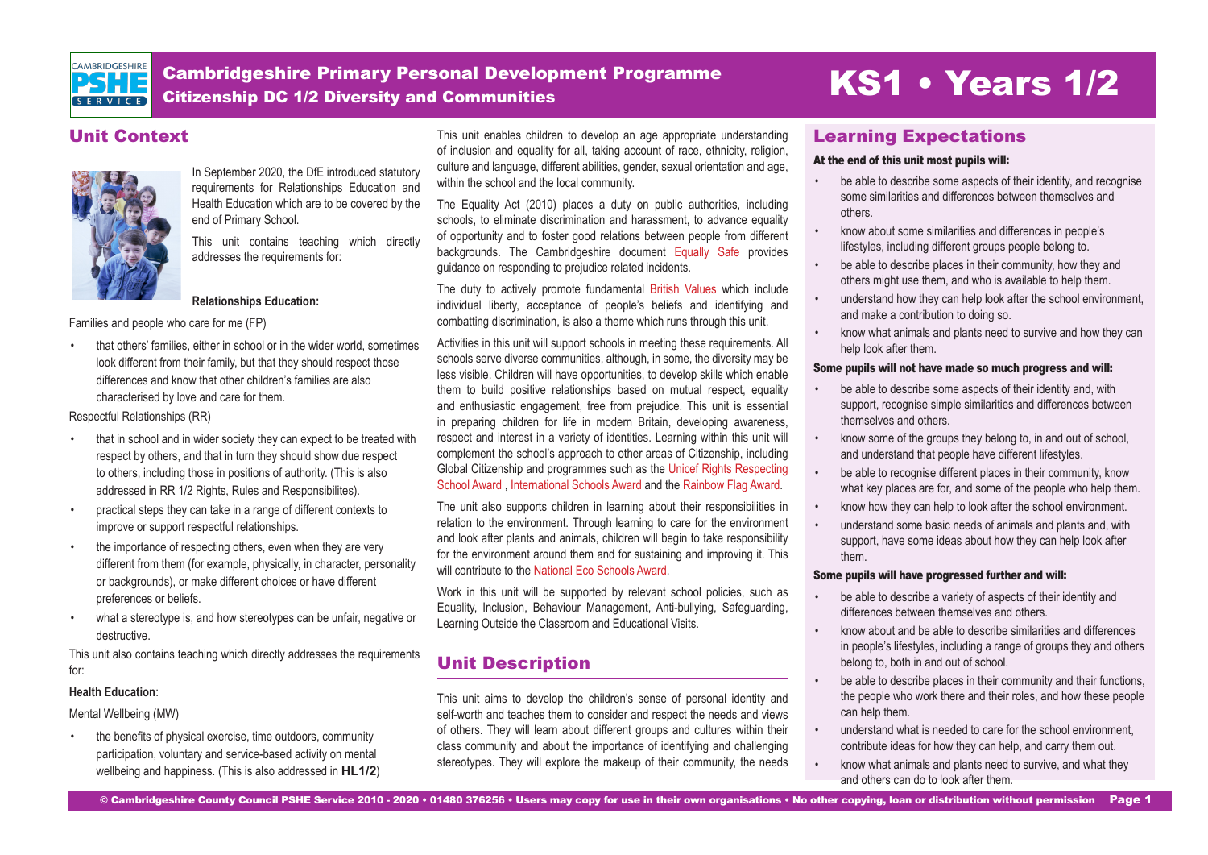# Cambridgeshire Primary Personal Development Programme

## Citizenship DC 1/2 Diversity and Communities

# KS1 • Years 1/2

## Unit Context

In September 2020, the DfE introduced statutory requirements for Relationships Education and Health Education which are to be covered by the end of Primary School.

This unit contains teaching which directly addresses the requirements for:

**Relationships Education:**

Families and people who care for me (FP)

- that others' families, either in school or in the wider world, sometimes look different from their family, but that they should respect those differences and know that other children's families are also characterised by love and care for them.

Respectful Relationships (RR)

- that in school and in wider society they can expect to be treated with respect by others, and that in turn they should show due respect to others, including those in positions of authority. (This is also addressed in RR 1/2 Rights, Rules and Responsibilites).
- practical steps they can take in a range of different contexts to improve or support respectful relationships.
- the importance of respecting others, even when they are very different from them (for example, physically, in character, personality or backgrounds), or make different choices or have different preferences or beliefs.
- what a stereotype is, and how stereotypes can be unfair, negative or destructive.

This unit also contains teaching which directly addresses the requirements for:

**Health Education**:

Mental Wellbeing (MW)

- the benefits of physical exercise, time outdoors, community participation, voluntary and service-based activity on mental wellbeing and happiness. (This is also addressed in **HL1/2**)

This unit enables children to develop an age appropriate understanding of inclusion and equality for all, taking account of race, ethnicity, religion, culture and language, different abilities, gender, sexual orientation and age, within the school and the local community.

The Equality Act (2010) places a duty on public authorities, including schools, to eliminate discrimination and harassment, to advance equality of opportunity and to foster good relations between people from different backgrounds. The Cambridgeshire document Equally Safe provides guidance on responding to prejudice related incidents.

The duty to actively promote fundamental British Values which include individual liberty, acceptance of people's beliefs and identifying and combatting discrimination, is also a theme which runs through this unit.

Activities in this unit will support schools in meeting these requirements. All schools serve diverse communities, although, in some, the diversity may be less visible. Children will have opportunities, to develop skills which enable them to build positive relationships based on mutual respect, equality and enthusiastic engagement, free from prejudice. This unit is essential in preparing children for life in modern Britain, developing awareness, respect and interest in a variety of identities. Learning within this unit will complement the school's approach to other areas of Citizenship, including Global Citizenship and programmes such as the Unicef Rights Respecting School Award , International Schools Award and the Rainbow Flag Award.

The unit also supports children in learning about their responsibilities in relation to the environment. Through learning to care for the environment and look after plants and animals, children will begin to take responsibility for the environment around them and for sustaining and improving it. This will contribute to the National Eco Schools Award.

Work in this unit will be supported by relevant school policies, such as Equality, Inclusion, Behaviour Management, Anti-bullying, Safeguarding, Learning Outside the Classroom and Educational Visits.

## Unit Description

This unit aims to develop the children's sense of personal identity and self-worth and teaches them to consider and respect the needs and views of others. They will learn about different groups and cultures within their class community and about the importance of identifying and challenging stereotypes. They will explore the makeup of their community, the needs

## Learning Expectations

**At the end of this unit most pupils will:**

- be able to describe some aspects of their identity, and recognise some similarities and differences between themselves and others.
- know about some similarities and differences in people's lifestyles, including different groups people belong to.
- be able to describe places in their community, how they and others might use them, and who is available to help them.
- understand how they can help look after the school environment, and make a contribution to doing so.
- know what animals and plants need to survive and how they can help look after them.

**Some pupils will not have made so much progress and will:**

- be able to describe some aspects of their identity and, with support, recognise simple similarities and differences between themselves and others.
- know some of the groups they belong to, in and out of school, and understand that people have different lifestyles.
- be able to recognise different places in their community, know what key places are for, and some of the people who help them.
- know how they can help to look after the school environment.
- understand some basic needs of animals and plants and, with support, have some ideas about how they can help look after them.

**Some pupils will have progressed further and will:**

- be able to describe a variety of aspects of their identity and differences between themselves and others.
- know about and be able to describe similarities and differences in people's lifestyles, including a range of groups they and others belong to, both in and out of school.
- be able to describe places in their community and their functions, the people who work there and their roles, and how these people can help them.
- understand what is needed to care for the school environment, contribute ideas for how they can help, and carry them out.
- know what animals and plants need to survive, and what they and others can do to look after them.

© Cambridgeshire County Council PSHE Service 2010 - 2020 • 01480 376256 • Users may copy for use in their own organisations • No other copying, loan or distribution without permission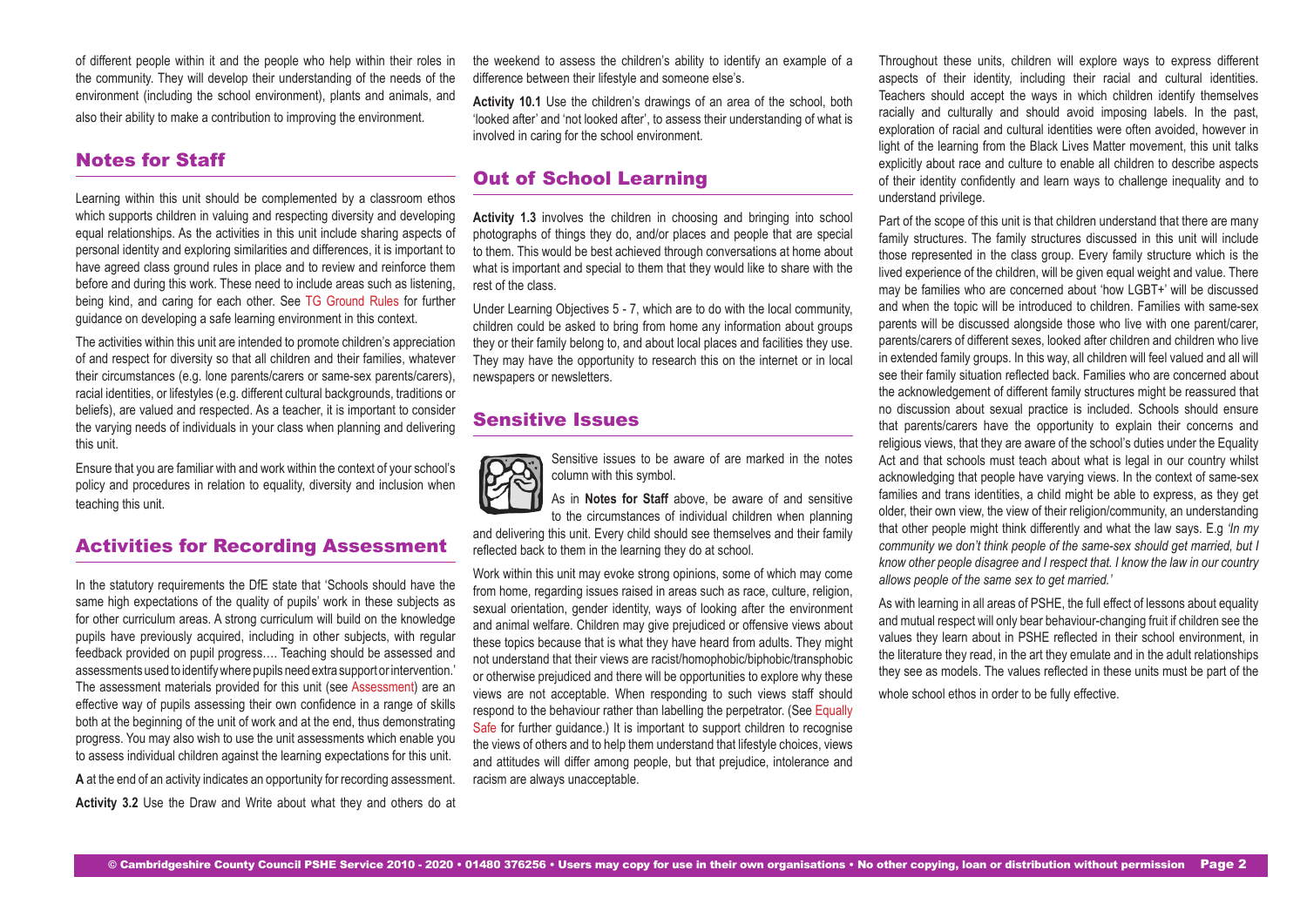of different people within it and the people who help within their roles in the community. They will develop their understanding of the needs of the environment (including the school environment), plants and animals, and also their ability to make a contribution to improving the environment.

## Notes for Staff

Learning within this unit should be complemented by a classroom ethos which supports children in valuing and respecting diversity and developing equal relationships. As the activities in this unit include sharing aspects of personal identity and exploring similarities and differences, it is important to have agreed class ground rules in place and to review and reinforce them before and during this work. These need to include areas such as listening, being kind, and caring for each other. See TG Ground Rules for further guidance on developing a safe learning environment in this context.

The activities within this unit are intended to promote children's appreciation of and respect for diversity so that all children and their families, whatever their circumstances (e.g. lone parents/carers or same-sex parents/carers), racial identities, or lifestyles (e.g. different cultural backgrounds, traditions or beliefs), are valued and respected. As a teacher, it is important to consider the varying needs of individuals in your class when planning and delivering this unit.

Ensure that you are familiar with and work within the context of your school's policy and procedures in relation to equality, diversity and inclusion when teaching this unit.

## Activities for Recording Assessment

In the statutory requirements the DfE state that 'Schools should have the same high expectations of the quality of pupils' work in these subjects as for other curriculum areas. A strong curriculum will build on the knowledge pupils have previously acquired, including in other subjects, with regular feedback provided on pupil progress…. Teaching should be assessed and assessments used to identify where pupils need extra support or intervention.' The assessment materials provided for this unit (see Assessment) are an effective way of pupils assessing their own confidence in a range of skills both at the beginning of the unit of work and at the end, thus demonstrating progress. You may also wish to use the unit assessments which enable you to assess individual children against the learning expectations for this unit.

**A** at the end of an activity indicates an opportunity for recording assessment.

**Activity 3.2** Use the Draw and Write about what they and others do at the weekend to assess the children's ability to identify an example of a difference between their lifestyle and someone else's.

**Activity 10.1** Use the children's drawings of an area of the school, both 'looked after' and 'not looked after', to assess their understanding of what is involved in caring for the school environment.

## Out of School Learning

**Activity 1.3** involves the children in choosing and bringing into school photographs of things they do, and/or places and people that are special to them. This would be best achieved through conversations at home about what is important and special to them that they would like to share with the rest of the class.

Under Learning Objectives 5 - 7, which are to do with the local community, children could be asked to bring from home any information about groups they or their family belong to, and about local places and facilities they use. They may have the opportunity to research this on the internet or in local newspapers or newsletters.

## Sensitive Issues

Sensitive issues to be aware of are marked in the notes column with this symbol.

As in **Notes for Staff** above, be aware of and sensitive to the circumstances of individual children when planning and delivering this unit. Every child should see themselves and their family reflected back to them in the learning they do at school.

Work within this unit may evoke strong opinions, some of which may come from home, regarding issues raised in areas such as race, culture, religion, sexual orientation, gender identity, ways of looking after the environment and animal welfare. Children may give prejudiced or offensive views about these topics because that is what they have heard from adults. They might not understand that their views are racist/homophobic/biphobic/transphobic or otherwise prejudiced and there will be opportunities to explore why these views are not acceptable. When responding to such views staff should respond to the behaviour rather than labelling the perpetrator. (See Equally Safe for further guidance.) It is important to support children to recognise the views of others and to help them understand that lifestyle choices, views and attitudes will differ among people, but that prejudice, intolerance and racism are always unacceptable.

Throughout these units, children will explore ways to express different aspects of their identity, including their racial and cultural identities. Teachers should accept the ways in which children identify themselves racially and culturally and should avoid imposing labels. In the past, exploration of racial and cultural identities were often avoided, however in light of the learning from the Black Lives Matter movement, this unit talks explicitly about race and culture to enable all children to describe aspects of their identity confidently and learn ways to challenge inequality and to understand privilege.

Part of the scope of this unit is that children understand that there are many family structures. The family structures discussed in this unit will include those represented in the class group. Every family structure which is the lived experience of the children, will be given equal weight and value. There may be families who are concerned about 'how LGBT+' will be discussed and when the topic will be introduced to children. Families with same-sex parents will be discussed alongside those who live with one parent/carer, parents/carers of different sexes, looked after children and children who live in extended family groups. In this way, all children will feel valued and all will see their family situation reflected back. Families who are concerned about the acknowledgement of different family structures might be reassured that no discussion about sexual practice is included. Schools should ensure that parents/carers have the opportunity to explain their concerns and religious views, that they are aware of the school's duties under the Equality Act and that schools must teach about what is legal in our country whilst acknowledging that people have varying views. In the context of same-sex families and trans identities, a child might be able to express, as they get older, their own view, the view of their religion/community, an understanding that other people might think differently and what the law says. E.g *'In my community we don't think people of the same-sex should get married, but I know other people disagree and I respect that. I know the law in our country allows people of the same sex to get married.'*

As with learning in all areas of PSHE, the full effect of lessons about equality and mutual respect will only bear behaviour-changing fruit if children see the values they learn about in PSHE reflected in their school environment, in the literature they read, in the art they emulate and in the adult relationships they see as models. The values reflected in these units must be part of the whole school ethos in order to be fully effective.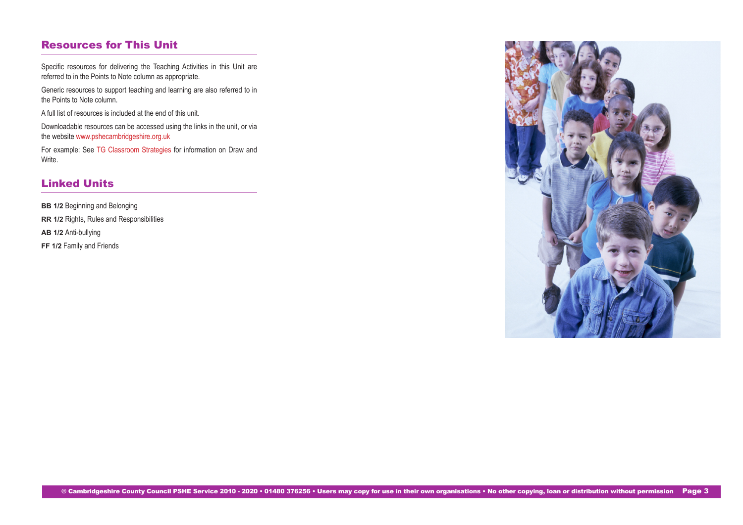## Resources for This Unit

Specific resources for delivering the Teaching Activities in this Unit are referred to in the Points to Note column as appropriate.

Generic resources to support teaching and learning are also referred to in the Points to Note column.

A full list of resources is included at the end of this unit.

Downloadable resources can be accessed using the links in the unit, or via the website www.pshecambridgeshire.org.uk

For example: See TG Classroom Strategies for information on Draw and Write.

## Linked Units

**BB 1/2** Beginning and Belonging

**RR 1/2** Rights, Rules and Responsibilities

**AB 1/2** Anti-bullying

**FF 1/2** Family and Friends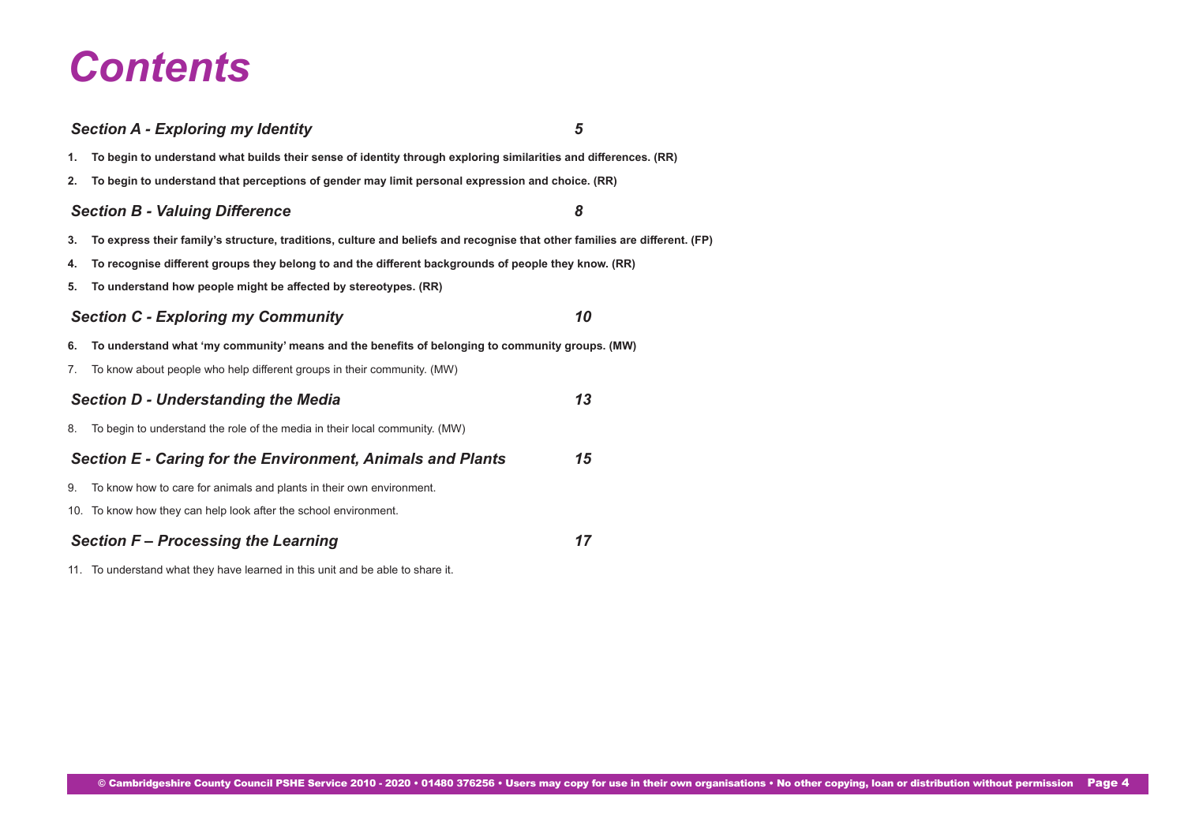# Contents

## *Section A - Exploring my Identity* 5

**1. To begin to understand what builds their sense of identity through exploring similarities and differences. (RR)**

**2. To begin to understand that perceptions of gender may limit personal expression and choice. (RR)**

## *Section B - Valuing Difference* 8

**3. To express their family's structure, traditions, culture and beliefs and recognise that other families are different. (FP)**

**4. To recognise different groups they belong to and the different backgrounds of people they know. (RR)**

**5. To understand how people might be affected by stereotypes. (RR)**

## *Section C - Exploring my Community* 10

**6. To understand what 'my community' means and the benefits of belonging to community groups. (MW)**

7. To know about people who help different groups in their community. (MW)

## *Section D - Understanding the Media* 13

8. To begin to understand the role of the media in their local community. (MW)

## *Section E - Caring for the Environment, Animals and Plants* 15

9. To know how to care for animals and plants in their own environment.

10. To know how they can help look after the school environment.

## *Section F – Processing the Learning* 17

11. To understand what they have learned in this unit and be able to share it.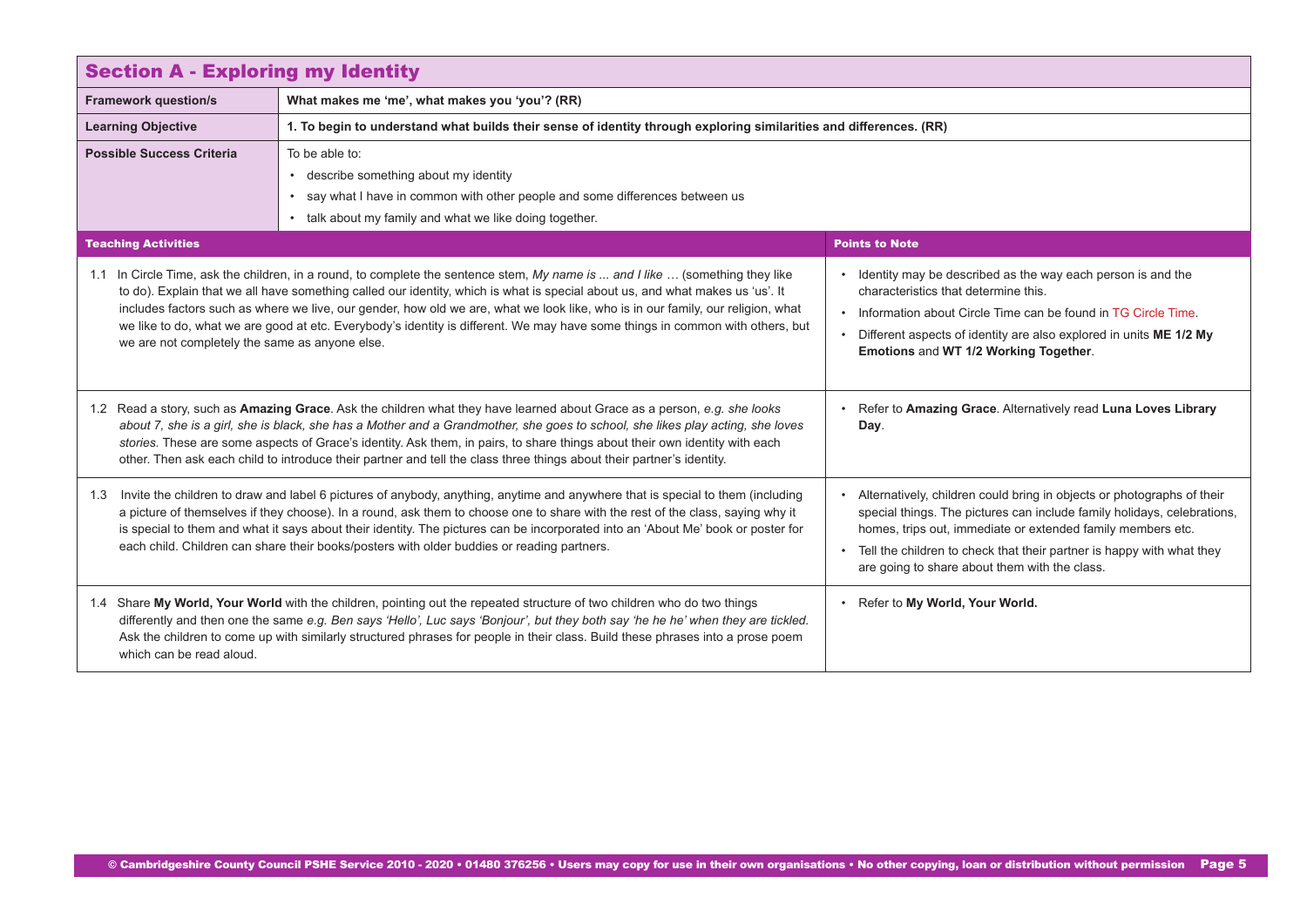## Section A - Exploring my Identity

| **Framework question/s** | **What makes me 'me', what makes you 'you'? (RR)** |
|---|---|
| **Learning Objective** | **1. To begin to understand what builds their sense of identity through exploring similarities and differences. (RR)** |
| **Possible Success Criteria** | To be able to:<br>• describe something about my identity<br>• say what I have in common with other people and some differences between us<br>• talk about my family and what we like doing together. |

| **Teaching Activities** | **Points to Note** |
|---|---|
| 1.1 In Circle Time, ask the children, in a round, to complete the sentence stem, *My name is ... and I like …* (something they like to do). Explain that we all have something called our identity, which is what is special about us, and what makes us 'us'. It includes factors such as where we live, our gender, how old we are, what we look like, who is in our family, our religion, what we like to do, what we are good at etc. Everybody's identity is different. We may have some things in common with others, but we are not completely the same as anyone else. | • Identity may be described as the way each person is and the characteristics that determine this.<br>• Information about Circle Time can be found in TG Circle Time.<br>• Different aspects of identity are also explored in units **ME 1/2 My Emotions** and **WT 1/2 Working Together**. |
| 1.2 Read a story, such as **Amazing Grace**. Ask the children what they have learned about Grace as a person, *e.g. she looks about 7, she is a girl, she is black, she has a Mother and a Grandmother, she goes to school, she likes play acting, she loves stories.* These are some aspects of Grace's identity. Ask them, in pairs, to share things about their own identity with each other. Then ask each child to introduce their partner and tell the class three things about their partner's identity. | • Refer to **Amazing Grace**. Alternatively read **Luna Loves Library Day**. |
| 1.3 Invite the children to draw and label 6 pictures of anybody, anything, anytime and anywhere that is special to them (including a picture of themselves if they choose). In a round, ask them to choose one to share with the rest of the class, saying why it is special to them and what it says about their identity. The pictures can be incorporated into an 'About Me' book or poster for each child. Children can share their books/posters with older buddies or reading partners. | • Alternatively, children could bring in objects or photographs of their special things. The pictures can include family holidays, celebrations, homes, trips out, immediate or extended family members etc.<br>• Tell the children to check that their partner is happy with what they are going to share about them with the class. |
| 1.4 Share **My World, Your World** with the children, pointing out the repeated structure of two children who do two things differently and then one the same *e.g. Ben says 'Hello', Luc says 'Bonjour', but they both say 'he he he' when they are tickled.* Ask the children to come up with similarly structured phrases for people in their class. Build these phrases into a prose poem which can be read aloud. | • Refer to **My World, Your World.** |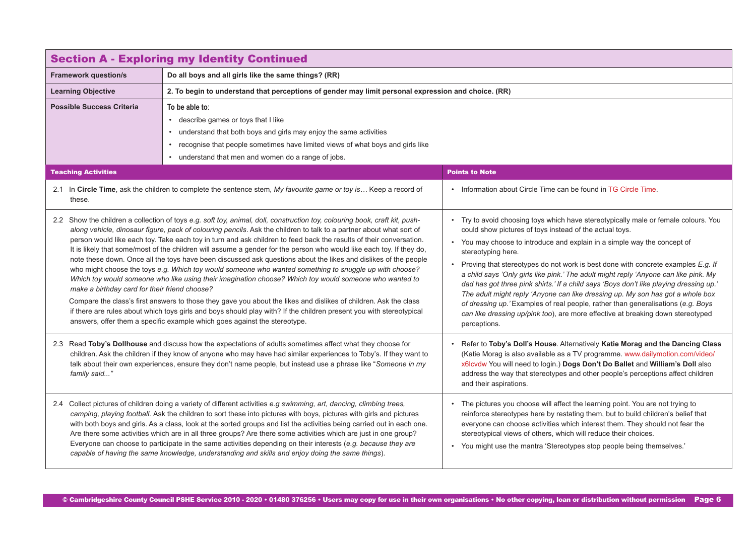## Section A - Exploring my Identity Continued

| | |
|---|---|
| **Framework question/s** | **Do all boys and all girls like the same things? (RR)** |
| **Learning Objective** | **2. To begin to understand that perceptions of gender may limit personal expression and choice. (RR)** |
| **Possible Success Criteria** | **To be able to**:<br>• describe games or toys that I like<br>• understand that both boys and girls may enjoy the same activities<br>• recognise that people sometimes have limited views of what boys and girls like<br>• understand that men and women do a range of jobs. |

| Teaching Activities | Points to Note |
|---|---|
| 2.1 In **Circle Time**, ask the children to complete the sentence stem, *My favourite game or toy is…* Keep a record of these. | • Information about Circle Time can be found in TG Circle Time. |
| 2.2 Show the children a collection of toys *e.g. soft toy, animal, doll, construction toy, colouring book, craft kit, push-along vehicle, dinosaur figure, pack of colouring pencils*. Ask the children to talk to a partner about what sort of person would like each toy. Take each toy in turn and ask children to feed back the results of their conversation. It is likely that some/most of the children will assume a gender for the person who would like each toy. If they do, note these down. Once all the toys have been discussed ask questions about the likes and dislikes of the people who might choose the toys *e.g. Which toy would someone who wanted something to snuggle up with choose? Which toy would someone who like using their imagination choose? Which toy would someone who wanted to make a birthday card for their friend choose?*<br>Compare the class's first answers to those they gave you about the likes and dislikes of children. Ask the class if there are rules about which toys girls and boys should play with? If the children present you with stereotypical answers, offer them a specific example which goes against the stereotype. | • Try to avoid choosing toys which have stereotypically male or female colours. You could show pictures of toys instead of the actual toys.<br>• You may choose to introduce and explain in a simple way the concept of stereotyping here.<br>• Proving that stereotypes do not work is best done with concrete examples *E.g. If a child says 'Only girls like pink.' The adult might reply 'Anyone can like pink. My dad has got three pink shirts.' If a child says 'Boys don't like playing dressing up.' The adult might reply 'Anyone can like dressing up. My son has got a whole box of dressing up.'* Examples of real people, rather than generalisations (*e.g. Boys can like dressing up/pink too*), are more effective at breaking down stereotyped perceptions. |
| 2.3 Read **Toby's Dollhouse** and discuss how the expectations of adults sometimes affect what they choose for children. Ask the children if they know of anyone who may have had similar experiences to Toby's. If they want to talk about their own experiences, ensure they don't name people, but instead use a phrase like "*Someone in my family said...*" | • Refer to **Toby's Doll's House**. Alternatively **Katie Morag and the Dancing Class** (Katie Morag is also available as a TV programme. www.dailymotion.com/video/x6lcvdw You will need to login.) **Dogs Don't Do Ballet** and **William's Doll** also address the way that stereotypes and other people's perceptions affect children and their aspirations. |
| 2.4 Collect pictures of children doing a variety of different activities *e.g swimming, art, dancing, climbing trees, camping, playing football.* Ask the children to sort these into pictures with boys, pictures with girls and pictures with both boys and girls. As a class, look at the sorted groups and list the activities being carried out in each one. Are there some activities which are in all three groups? Are there some activities which are just in one group? Everyone can choose to participate in the same activities depending on their interests (*e.g. because they are capable of having the same knowledge, understanding and skills and enjoy doing the same things*). | • The pictures you choose will affect the learning point. You are not trying to reinforce stereotypes here by restating them, but to build children's belief that everyone can choose activities which interest them. They should not fear the stereotypical views of others, which will reduce their choices.<br>• You might use the mantra 'Stereotypes stop people being themselves.' |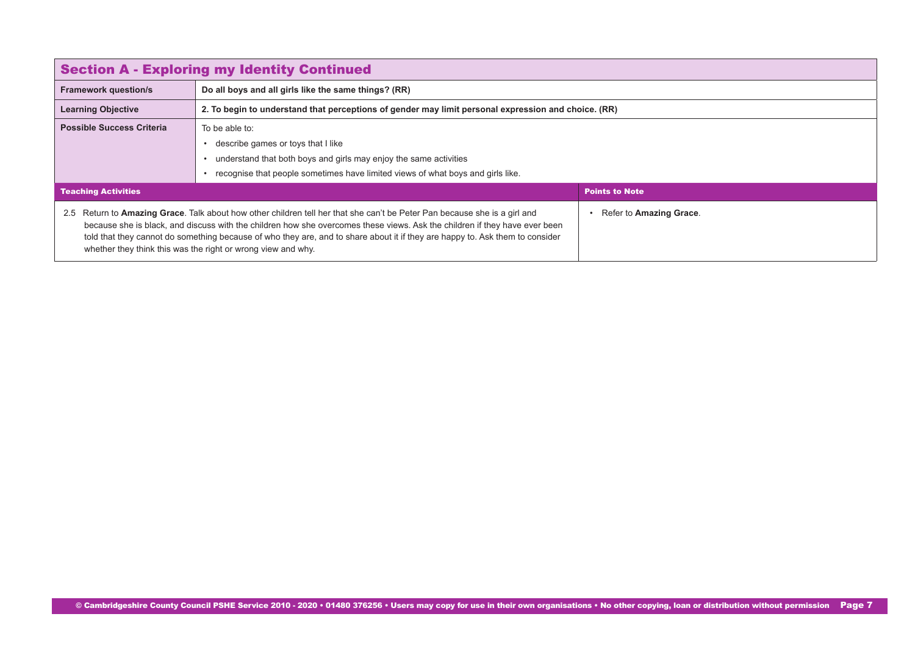## Section A - Exploring my Identity Continued

| Framework question/s | Do all boys and all girls like the same things? (RR) |
|---|---|
| **Learning Objective** | **2. To begin to understand that perceptions of gender may limit personal expression and choice. (RR)** |
| **Possible Success Criteria** | To be able to:<br>• describe games or toys that I like<br>• understand that both boys and girls may enjoy the same activities<br>• recognise that people sometimes have limited views of what boys and girls like. |

| Teaching Activities | Points to Note |
|---|---|
| 2.5 Return to **Amazing Grace**. Talk about how other children tell her that she can't be Peter Pan because she is a girl and because she is black, and discuss with the children how she overcomes these views. Ask the children if they have ever been told that they cannot do something because of who they are, and to share about it if they are happy to. Ask them to consider whether they think this was the right or wrong view and why. | • Refer to **Amazing Grace**. |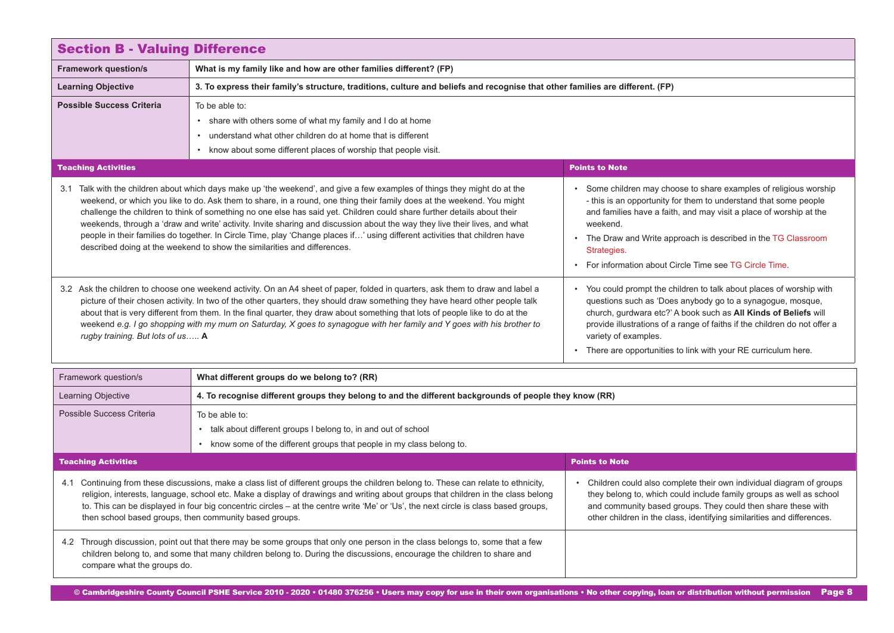## Section B - Valuing Difference

| Framework question/s | What is my family like and how are other families different? (FP) |
| --- | --- |
| Learning Objective | 3. To express their family's structure, traditions, culture and beliefs and recognise that other families are different. (FP) |
| Possible Success Criteria | To be able to: <br>• share with others some of what my family and I do at home <br>• understand what other children do at home that is different <br>• know about some different places of worship that people visit. |

| Teaching Activities | Points to Note |
| --- | --- |
| 3.1 Talk with the children about which days make up 'the weekend', and give a few examples of things they might do at the weekend, or which you like to do. Ask them to share, in a round, one thing their family does at the weekend. You might challenge the children to think of something no one else has said yet. Children could share further details about their weekends, through a 'draw and write' activity. Invite sharing and discussion about the way they live their lives, and what people in their families do together. In Circle Time, play 'Change places if…' using different activities that children have described doing at the weekend to show the similarities and differences. | • Some children may choose to share examples of religious worship - this is an opportunity for them to understand that some people and families have a faith, and may visit a place of worship at the weekend. <br>• The Draw and Write approach is described in the TG Classroom Strategies. <br>• For information about Circle Time see TG Circle Time. |
| 3.2 Ask the children to choose one weekend activity. On an A4 sheet of paper, folded in quarters, ask them to draw and label a picture of their chosen activity. In two of the other quarters, they should draw something they have heard other people talk about that is very different from them. In the final quarter, they draw about something that lots of people like to do at the weekend *e.g. I go shopping with my mum on Saturday, X goes to synagogue with her family and Y goes with his brother to rugby training. But lots of us…..* **A** | • You could prompt the children to talk about places of worship with questions such as 'Does anybody go to a synagogue, mosque, church, gurdwara etc?' A book such as **All Kinds of Beliefs** will provide illustrations of a range of faiths if the children do not offer a variety of examples. <br>• There are opportunities to link with your RE curriculum here. |

| Framework question/s | What different groups do we belong to? (RR) |
| --- | --- |
| Learning Objective | 4. To recognise different groups they belong to and the different backgrounds of people they know (RR) |
| Possible Success Criteria | To be able to: <br>• talk about different groups I belong to, in and out of school <br>• know some of the different groups that people in my class belong to. |

| Teaching Activities | Points to Note |
| --- | --- |
| 4.1 Continuing from these discussions, make a class list of different groups the children belong to. These can relate to ethnicity, religion, interests, language, school etc. Make a display of drawings and writing about groups that children in the class belong to. This can be displayed in four big concentric circles – at the centre write 'Me' or 'Us', the next circle is class based groups, then school based groups, then community based groups. | • Children could also complete their own individual diagram of groups they belong to, which could include family groups as well as school and community based groups. They could then share these with other children in the class, identifying similarities and differences. |
| 4.2 Through discussion, point out that there may be some groups that only one person in the class belongs to, some that a few children belong to, and some that many children belong to. During the discussions, encourage the children to share and compare what the groups do. | |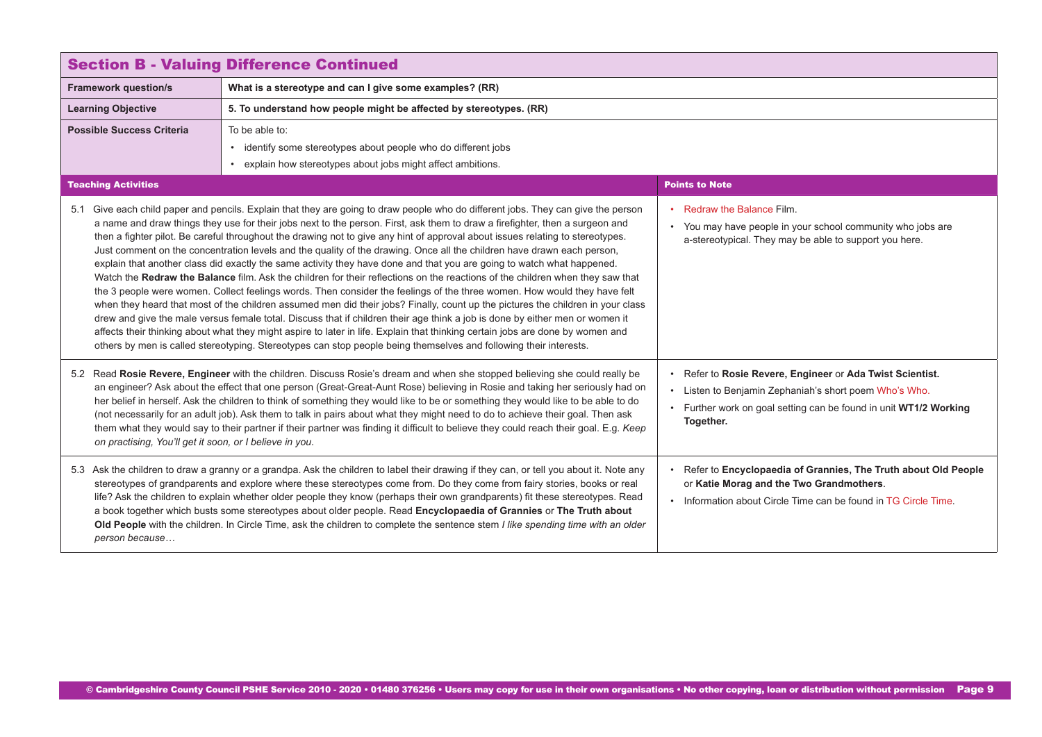## Section B - Valuing Difference Continued

| | |
|---|---|
| **Framework question/s** | **What is a stereotype and can I give some examples? (RR)** |
| **Learning Objective** | **5. To understand how people might be affected by stereotypes. (RR)** |
| **Possible Success Criteria** | To be able to:<br>• identify some stereotypes about people who do different jobs<br>• explain how stereotypes about jobs might affect ambitions. |

| Teaching Activities | Points to Note |
|---|---|
| 5.1 Give each child paper and pencils. Explain that they are going to draw people who do different jobs. They can give the person a name and draw things they use for their jobs next to the person. First, ask them to draw a firefighter, then a surgeon and then a fighter pilot. Be careful throughout the drawing not to give any hint of approval about issues relating to stereotypes. Just comment on the concentration levels and the quality of the drawing. Once all the children have drawn each person, explain that another class did exactly the same activity they have done and that you are going to watch what happened. Watch the **Redraw the Balance** film. Ask the children for their reflections on the reactions of the children when they saw that the 3 people were women. Collect feelings words. Then consider the feelings of the three women. How would they have felt when they heard that most of the children assumed men did their jobs? Finally, count up the pictures the children in your class drew and give the male versus female total. Discuss that if children their age think a job is done by either men or women it affects their thinking about what they might aspire to later in life. Explain that thinking certain jobs are done by women and others by men is called stereotyping. Stereotypes can stop people being themselves and following their interests. | • Redraw the Balance Film.<br>• You may have people in your school community who jobs are a-stereotypical. They may be able to support you here. |
| 5.2 Read **Rosie Revere, Engineer** with the children. Discuss Rosie's dream and when she stopped believing she could really be an engineer? Ask about the effect that one person (Great-Great-Aunt Rose) believing in Rosie and taking her seriously had on her belief in herself. Ask the children to think of something they would like to be or something they would like to be able to do (not necessarily for an adult job). Ask them to talk in pairs about what they might need to do to achieve their goal. Then ask them what they would say to their partner if their partner was finding it difficult to believe they could reach their goal. E.g. *Keep on practising, You'll get it soon, or I believe in you.* | • Refer to **Rosie Revere, Engineer** or **Ada Twist Scientist.**<br>• Listen to Benjamin Zephaniah's short poem Who's Who.<br>• Further work on goal setting can be found in unit **WT1/2 Working Together.** |
| 5.3 Ask the children to draw a granny or a grandpa. Ask the children to label their drawing if they can, or tell you about it. Note any stereotypes of grandparents and explore where these stereotypes come from. Do they come from fairy stories, books or real life? Ask the children to explain whether older people they know (perhaps their own grandparents) fit these stereotypes. Read a book together which busts some stereotypes about older people. Read **Encyclopaedia of Grannies** or **The Truth about Old People** with the children. In Circle Time, ask the children to complete the sentence stem *I like spending time with an older person because…* | • Refer to **Encyclopaedia of Grannies, The Truth about Old People** or **Katie Morag and the Two Grandmothers**.<br>• Information about Circle Time can be found in TG Circle Time. |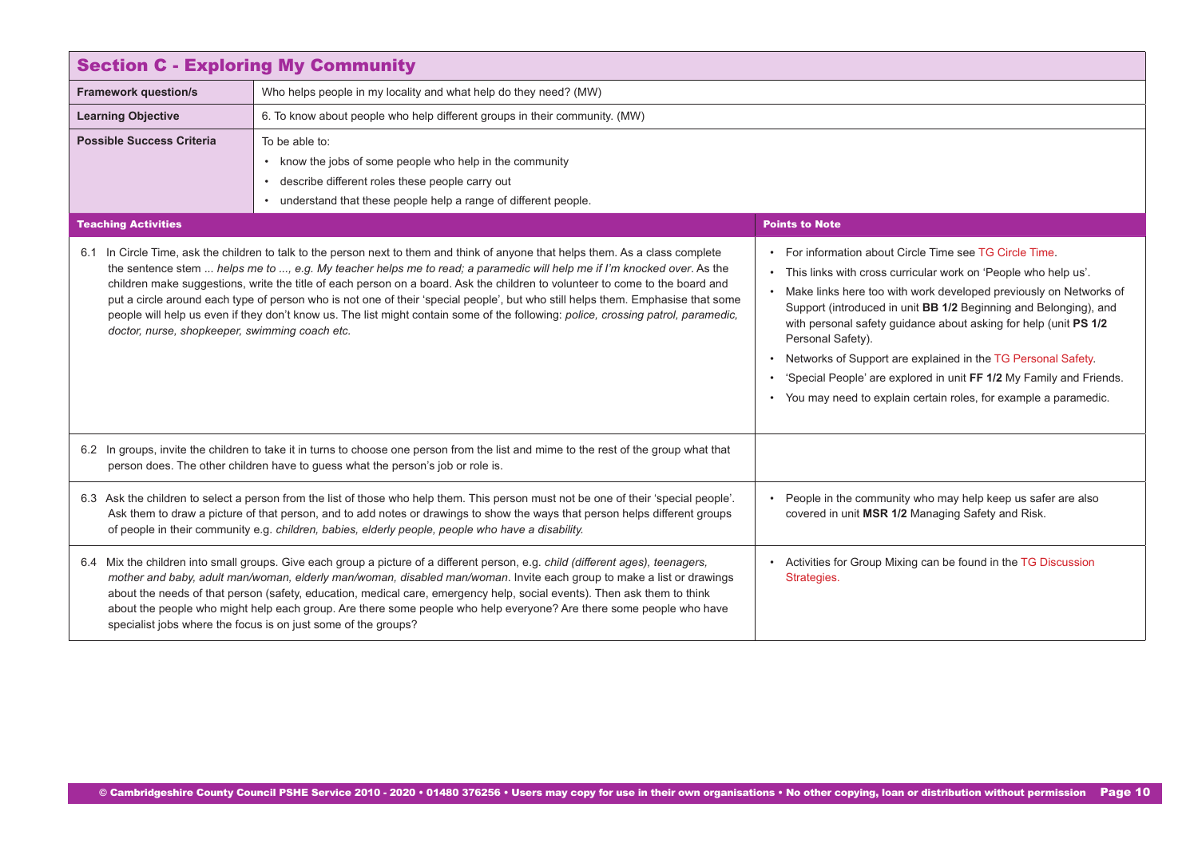## Section C - Exploring My Community

| | |
|---|---|
| **Framework question/s** | Who helps people in my locality and what help do they need? (MW) |
| **Learning Objective** | 6. To know about people who help different groups in their community. (MW) |
| **Possible Success Criteria** | To be able to:<br>• know the jobs of some people who help in the community<br>• describe different roles these people carry out<br>• understand that these people help a range of different people. |

| Teaching Activities | Points to Note |
|---|---|
| 6.1 In Circle Time, ask the children to talk to the person next to them and think of anyone that helps them. As a class complete the sentence stem *... helps me to ..., e.g. My teacher helps me to read; a paramedic will help me if I'm knocked over*. As the children make suggestions, write the title of each person on a board. Ask the children to volunteer to come to the board and put a circle around each type of person who is not one of their 'special people', but who still helps them. Emphasise that some people will help us even if they don't know us. The list might contain some of the following: *police, crossing patrol, paramedic, doctor, nurse, shopkeeper, swimming coach etc.* | • For information about Circle Time see TG Circle Time.<br>• This links with cross curricular work on 'People who help us'.<br>• Make links here too with work developed previously on Networks of Support (introduced in unit **BB 1/2** Beginning and Belonging), and with personal safety guidance about asking for help (unit **PS 1/2** Personal Safety).<br>• Networks of Support are explained in the TG Personal Safety.<br>• 'Special People' are explored in unit **FF 1/2** My Family and Friends.<br>• You may need to explain certain roles, for example a paramedic. |
| 6.2 In groups, invite the children to take it in turns to choose one person from the list and mime to the rest of the group what that person does. The other children have to guess what the person's job or role is. | |
| 6.3 Ask the children to select a person from the list of those who help them. This person must not be one of their 'special people'. Ask them to draw a picture of that person, and to add notes or drawings to show the ways that person helps different groups of people in their community e.g. *children, babies, elderly people, people who have a disability.* | • People in the community who may help keep us safer are also covered in unit **MSR 1/2** Managing Safety and Risk. |
| 6.4 Mix the children into small groups. Give each group a picture of a different person, e.g. *child (different ages), teenagers, mother and baby, adult man/woman, elderly man/woman, disabled man/woman*. Invite each group to make a list or drawings about the needs of that person (safety, education, medical care, emergency help, social events). Then ask them to think about the people who might help each group. Are there some people who help everyone? Are there some people who have specialist jobs where the focus is on just some of the groups? | • Activities for Group Mixing can be found in the TG Discussion Strategies. |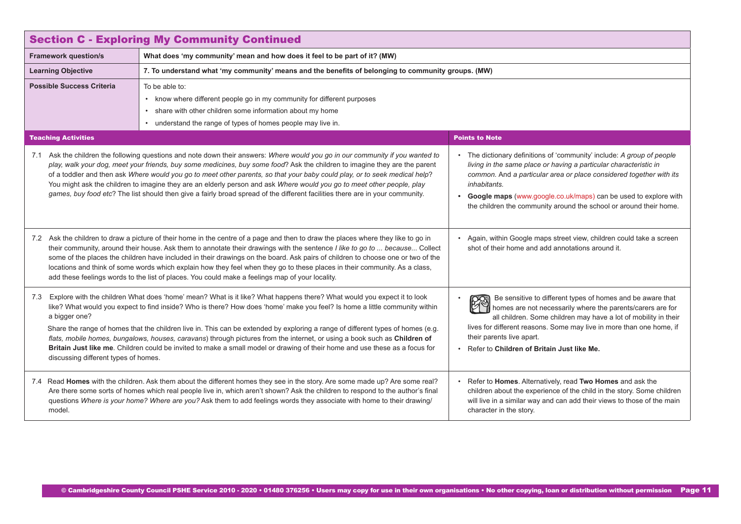## Section C - Exploring My Community Continued

| | |
|---|---|
| **Framework question/s** | **What does 'my community' mean and how does it feel to be part of it? (MW)** |
| **Learning Objective** | **7. To understand what 'my community' means and the benefits of belonging to community groups. (MW)** |
| **Possible Success Criteria** | To be able to:<br>• know where different people go in my community for different purposes<br>• share with other children some information about my home<br>• understand the range of types of homes people may live in. |

| Teaching Activities | Points to Note |
|---|---|
| 7.1 Ask the children the following questions and note down their answers: *Where would you go in our community if you wanted to play, walk your dog, meet your friends, buy some medicines, buy some food*? Ask the children to imagine they are the parent of a toddler and then ask *Where would you go to meet other parents, so that your baby could play, or to seek medical help*? You might ask the children to imagine they are an elderly person and ask *Where would you go to meet other people, play games, buy food etc*? The list should then give a fairly broad spread of the different facilities there are in your community. | • The dictionary definitions of 'community' include: *A group of people living in the same place or having a particular characteristic in common.* And *a particular area or place considered together with its inhabitants.*<br>• **Google maps** (www.google.co.uk/maps) can be used to explore with the children the community around the school or around their home. |
| 7.2 Ask the children to draw a picture of their home in the centre of a page and then to draw the places where they like to go in their community, around their house. Ask them to annotate their drawings with the sentence *I like to go to ... because...* Collect some of the places the children have included in their drawings on the board. Ask pairs of children to choose one or two of the locations and think of some words which explain how they feel when they go to these places in their community. As a class, add these feelings words to the list of places. You could make a feelings map of your locality. | • Again, within Google maps street view, children could take a screen shot of their home and add annotations around it. |
| 7.3 Explore with the children What does 'home' mean? What is it like? What happens there? What would you expect it to look like? What would you expect to find inside? Who is there? How does 'home' make you feel? Is home a little community within a bigger one?<br>Share the range of homes that the children live in. This can be extended by exploring a range of different types of homes (e.g. *flats, mobile homes, bungalows, houses, caravans*) through pictures from the internet, or using a book such as **Children of Britain Just like me**. Children could be invited to make a small model or drawing of their home and use these as a focus for discussing different types of homes. | • Be sensitive to different types of homes and be aware that homes are not necessarily where the parents/carers are for all children. Some children may have a lot of mobility in their lives for different reasons. Some may live in more than one home, if their parents live apart.<br>• Refer to **Children of Britain Just like Me.** |
| 7.4 Read **Homes** with the children. Ask them about the different homes they see in the story. Are some made up? Are some real? Are there some sorts of homes which real people live in, which aren't shown? Ask the children to respond to the author's final questions *Where is your home? Where are you?* Ask them to add feelings words they associate with home to their drawing/ model. | • Refer to **Homes**. Alternatively, read **Two Homes** and ask the children about the experience of the child in the story. Some children will live in a similar way and can add their views to those of the main character in the story. |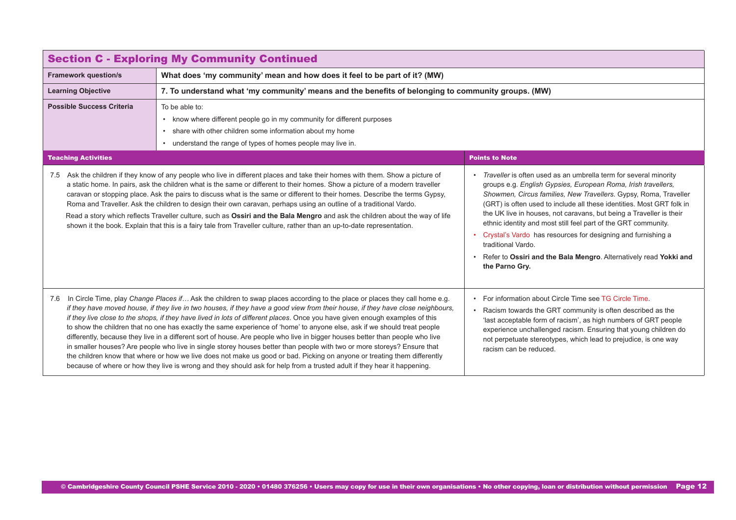## Section C - Exploring My Community Continued

| | |
|---|---|
| **Framework question/s** | **What does 'my community' mean and how does it feel to be part of it? (MW)** |
| **Learning Objective** | **7. To understand what 'my community' means and the benefits of belonging to community groups. (MW)** |
| **Possible Success Criteria** | To be able to:<br>• know where different people go in my community for different purposes<br>• share with other children some information about my home<br>• understand the range of types of homes people may live in. |

| Teaching Activities | Points to Note |
|---|---|
| 7.5 Ask the children if they know of any people who live in different places and take their homes with them. Show a picture of a static home. In pairs, ask the children what is the same or different to their homes. Show a picture of a modern traveller caravan or stopping place. Ask the pairs to discuss what is the same or different to their homes. Describe the terms Gypsy, Roma and Traveller. Ask the children to design their own caravan, perhaps using an outline of a traditional Vardo.<br><br>Read a story which reflects Traveller culture, such as **Ossiri and the Bala Mengro** and ask the children about the way of life shown it the book. Explain that this is a fairy tale from Traveller culture, rather than an up-to-date representation. | • *Traveller* is often used as an umbrella term for several minority groups e.g. *English Gypsies, European Roma, Irish travellers, Showmen, Circus families, New Travellers.* Gypsy, Roma, Traveller (GRT) is often used to include all these identities. Most GRT folk in the UK live in houses, not caravans, but being a Traveller is their ethnic identity and most still feel part of the GRT community.<br>• Crystal's Vardo has resources for designing and furnishing a traditional Vardo.<br>• Refer to **Ossiri and the Bala Mengro**. Alternatively read **Yokki and the Parno Gry.** |
| 7.6 In Circle Time, play *Change Places if…* Ask the children to swap places according to the place or places they call home e.g. *if they have moved house, if they live in two houses, if they have a good view from their house, if they have close neighbours, if they live close to the shops, if they have lived in lots of different places*. Once you have given enough examples of this to show the children that no one has exactly the same experience of 'home' to anyone else, ask if we should treat people differently, because they live in a different sort of house. Are people who live in bigger houses better than people who live in smaller houses? Are people who live in single storey houses better than people with two or more storeys? Ensure that the children know that where or how we live does not make us good or bad. Picking on anyone or treating them differently because of where or how they live is wrong and they should ask for help from a trusted adult if they hear it happening. | • For information about Circle Time see TG Circle Time.<br>• Racism towards the GRT community is often described as the 'last acceptable form of racism', as high numbers of GRT people experience unchallenged racism. Ensuring that young children do not perpetuate stereotypes, which lead to prejudice, is one way racism can be reduced. |

© Cambridgeshire County Council PSHE Service 2010 - 2020 • 01480 376256 • Users may copy for use in their own organisations • No other copying, loan or distribution without permission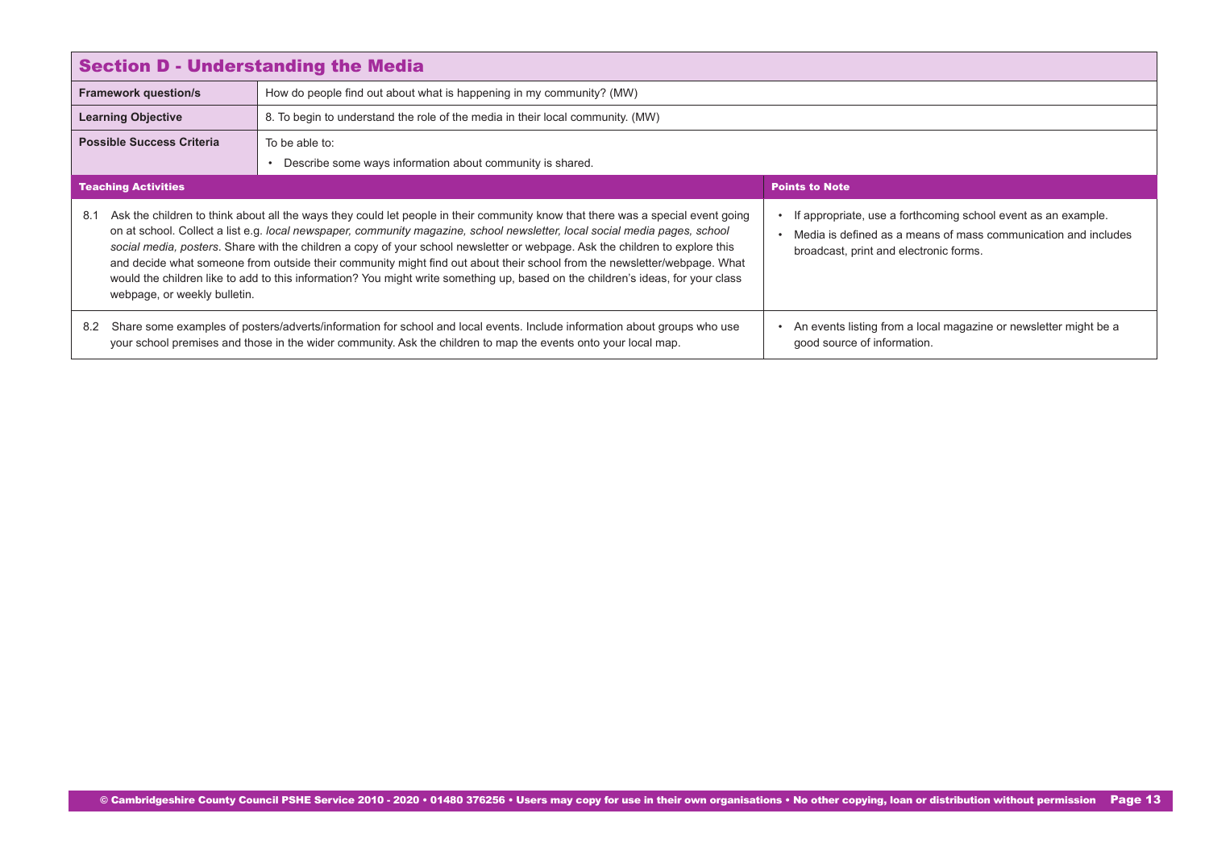## Section D - Understanding the Media

| | |
|---|---|
| **Framework question/s** | How do people find out about what is happening in my community? (MW) |
| **Learning Objective** | 8. To begin to understand the role of the media in their local community. (MW) |
| **Possible Success Criteria** | To be able to:<br>• Describe some ways information about community is shared. |

| Teaching Activities | Points to Note |
|---|---|
| 8.1 Ask the children to think about all the ways they could let people in their community know that there was a special event going on at school. Collect a list e.g. *local newspaper, community magazine, school newsletter, local social media pages, school social media, posters*. Share with the children a copy of your school newsletter or webpage. Ask the children to explore this and decide what someone from outside their community might find out about their school from the newsletter/webpage. What would the children like to add to this information? You might write something up, based on the children's ideas, for your class webpage, or weekly bulletin. | • If appropriate, use a forthcoming school event as an example.<br>• Media is defined as a means of mass communication and includes broadcast, print and electronic forms. |
| 8.2 Share some examples of posters/adverts/information for school and local events. Include information about groups who use your school premises and those in the wider community. Ask the children to map the events onto your local map. | • An events listing from a local magazine or newsletter might be a good source of information. |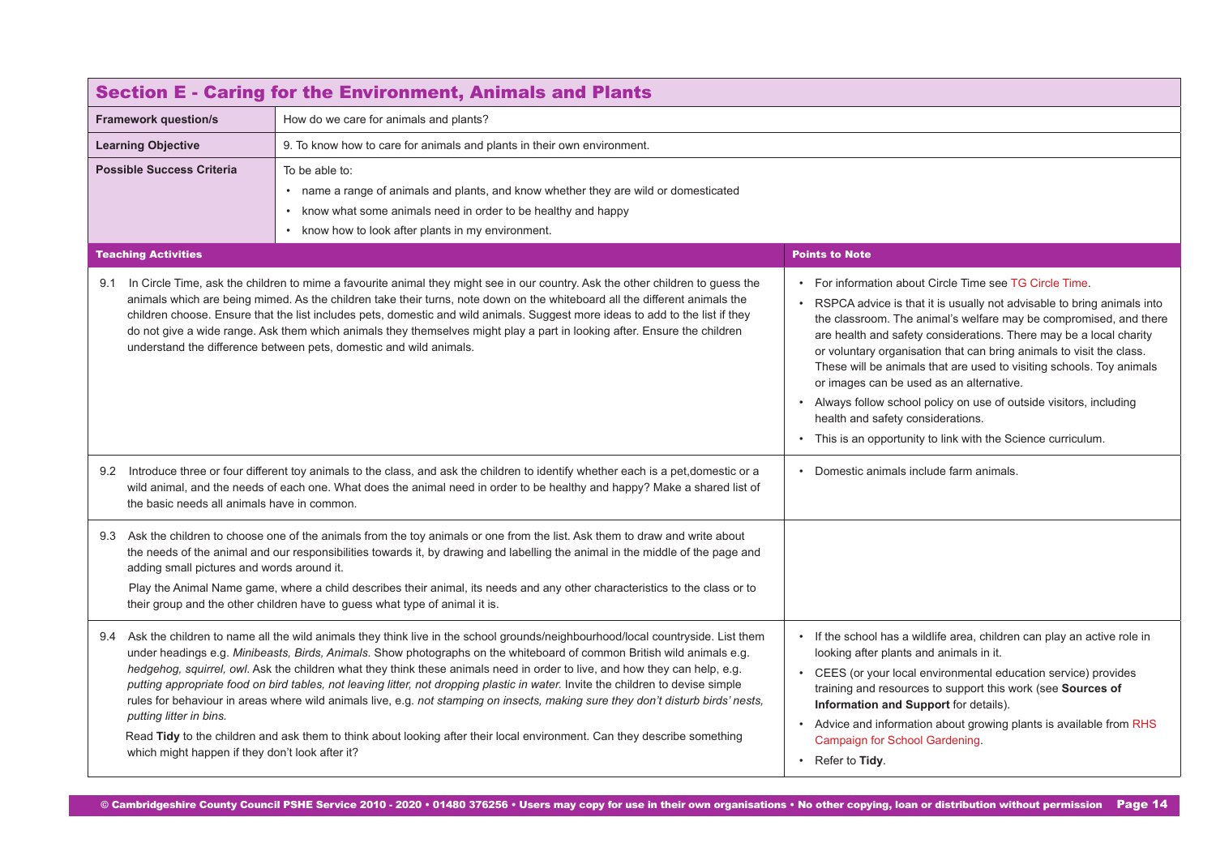## Section E - Caring for the Environment, Animals and Plants

| | |
|---|---|
| **Framework question/s** | How do we care for animals and plants? |
| **Learning Objective** | 9. To know how to care for animals and plants in their own environment. |
| **Possible Success Criteria** | To be able to:<br>• name a range of animals and plants, and know whether they are wild or domesticated<br>• know what some animals need in order to be healthy and happy<br>• know how to look after plants in my environment. |

| Teaching Activities | Points to Note |
|---|---|
| 9.1 In Circle Time, ask the children to mime a favourite animal they might see in our country. Ask the other children to guess the animals which are being mimed. As the children take their turns, note down on the whiteboard all the different animals the children choose. Ensure that the list includes pets, domestic and wild animals. Suggest more ideas to add to the list if they do not give a wide range. Ask them which animals they themselves might play a part in looking after. Ensure the children understand the difference between pets, domestic and wild animals. | • For information about Circle Time see TG Circle Time.<br>• RSPCA advice is that it is usually not advisable to bring animals into the classroom. The animal's welfare may be compromised, and there are health and safety considerations. There may be a local charity or voluntary organisation that can bring animals to visit the class. These will be animals that are used to visiting schools. Toy animals or images can be used as an alternative.<br>• Always follow school policy on use of outside visitors, including health and safety considerations.<br>• This is an opportunity to link with the Science curriculum. |
| 9.2 Introduce three or four different toy animals to the class, and ask the children to identify whether each is a pet,domestic or a wild animal, and the needs of each one. What does the animal need in order to be healthy and happy? Make a shared list of the basic needs all animals have in common. | • Domestic animals include farm animals. |
| 9.3 Ask the children to choose one of the animals from the toy animals or one from the list. Ask them to draw and write about the needs of the animal and our responsibilities towards it, by drawing and labelling the animal in the middle of the page and adding small pictures and words around it.<br><br>Play the Animal Name game, where a child describes their animal, its needs and any other characteristics to the class or to their group and the other children have to guess what type of animal it is. | |
| 9.4 Ask the children to name all the wild animals they think live in the school grounds/neighbourhood/local countryside. List them under headings e.g. *Minibeasts, Birds, Animals*. Show photographs on the whiteboard of common British wild animals e.g. *hedgehog, squirrel, owl*. Ask the children what they think these animals need in order to live, and how they can help, e.g. *putting appropriate food on bird tables, not leaving litter, not dropping plastic in water.* Invite the children to devise simple rules for behaviour in areas where wild animals live, e.g. *not stamping on insects, making sure they don't disturb birds' nests, putting litter in bins.*<br><br>Read **Tidy** to the children and ask them to think about looking after their local environment. Can they describe something which might happen if they don't look after it? | • If the school has a wildlife area, children can play an active role in looking after plants and animals in it.<br>• CEES (or your local environmental education service) provides training and resources to support this work (see **Sources of Information and Support** for details).<br>• Advice and information about growing plants is available from RHS Campaign for School Gardening.<br>• Refer to **Tidy**. |

© Cambridgeshire County Council PSHE Service 2010 - 2020 • 01480 376256 • Users may copy for use in their own organisations • No other copying, loan or distribution without permission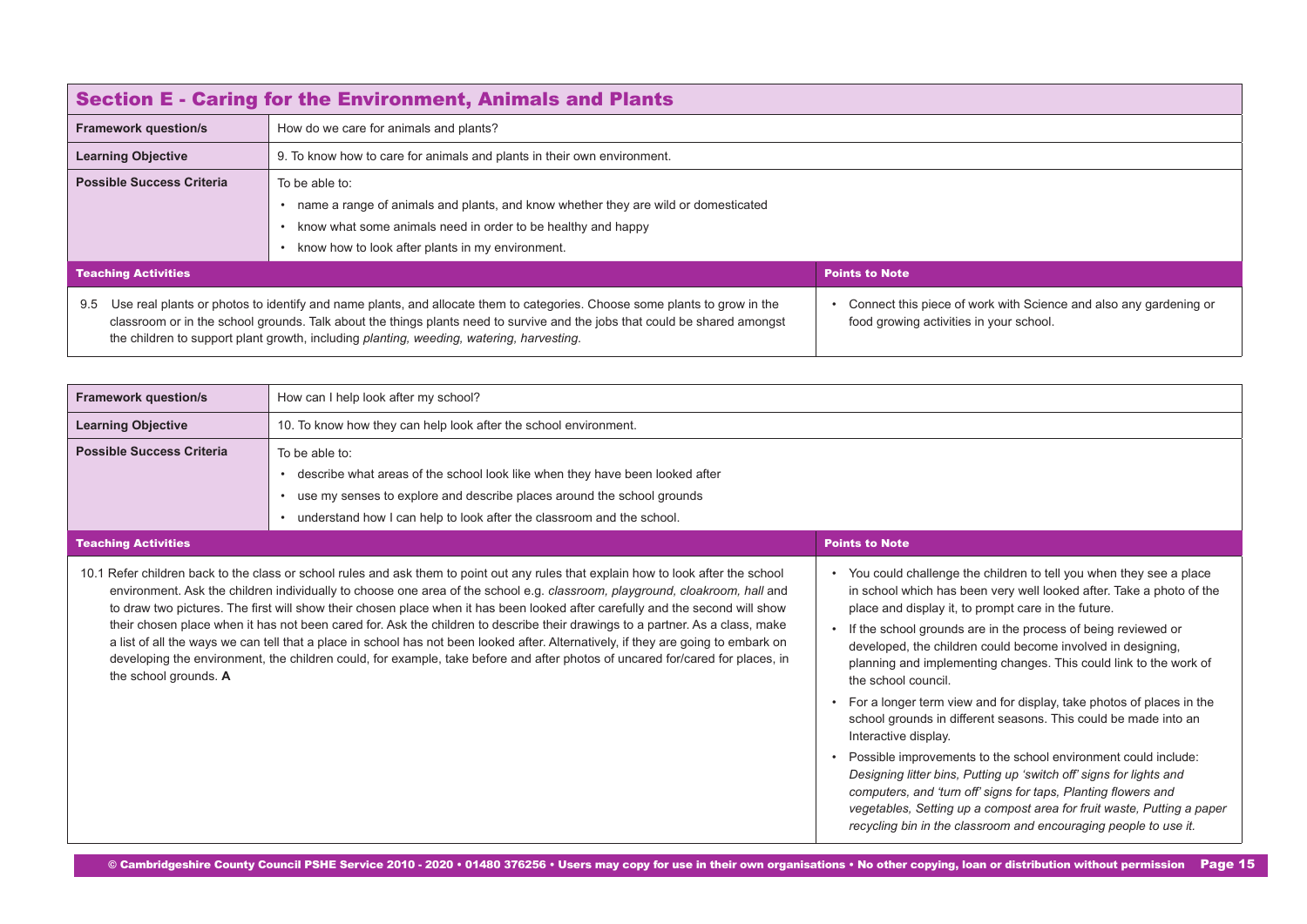## Section E - Caring for the Environment, Animals and Plants

| | |
|---|---|
| **Framework question/s** | How do we care for animals and plants? |
| **Learning Objective** | 9. To know how to care for animals and plants in their own environment. |
| **Possible Success Criteria** | To be able to:<br>• name a range of animals and plants, and know whether they are wild or domesticated<br>• know what some animals need in order to be healthy and happy<br>• know how to look after plants in my environment. |

| Teaching Activities | Points to Note |
|---|---|
| 9.5 Use real plants or photos to identify and name plants, and allocate them to categories. Choose some plants to grow in the classroom or in the school grounds. Talk about the things plants need to survive and the jobs that could be shared amongst the children to support plant growth, including *planting, weeding, watering, harvesting*. | • Connect this piece of work with Science and also any gardening or food growing activities in your school. |

| | |
|---|---|
| **Framework question/s** | How can I help look after my school? |
| **Learning Objective** | 10. To know how they can help look after the school environment. |
| **Possible Success Criteria** | To be able to:<br>• describe what areas of the school look like when they have been looked after<br>• use my senses to explore and describe places around the school grounds<br>• understand how I can help to look after the classroom and the school. |

| Teaching Activities | Points to Note |
|---|---|
| 10.1 Refer children back to the class or school rules and ask them to point out any rules that explain how to look after the school environment. Ask the children individually to choose one area of the school e.g. *classroom, playground, cloakroom, hall* and to draw two pictures. The first will show their chosen place when it has been looked after carefully and the second will show their chosen place when it has not been cared for. Ask the children to describe their drawings to a partner. As a class, make a list of all the ways we can tell that a place in school has not been looked after. Alternatively, if they are going to embark on developing the environment, the children could, for example, take before and after photos of uncared for/cared for places, in the school grounds. **A** | • You could challenge the children to tell you when they see a place in school which has been very well looked after. Take a photo of the place and display it, to prompt care in the future.<br>• If the school grounds are in the process of being reviewed or developed, the children could become involved in designing, planning and implementing changes. This could link to the work of the school council.<br>• For a longer term view and for display, take photos of places in the school grounds in different seasons. This could be made into an Interactive display.<br>• Possible improvements to the school environment could include: *Designing litter bins, Putting up 'switch off' signs for lights and computers, and 'turn off' signs for taps, Planting flowers and vegetables, Setting up a compost area for fruit waste, Putting a paper recycling bin in the classroom and encouraging people to use it.* |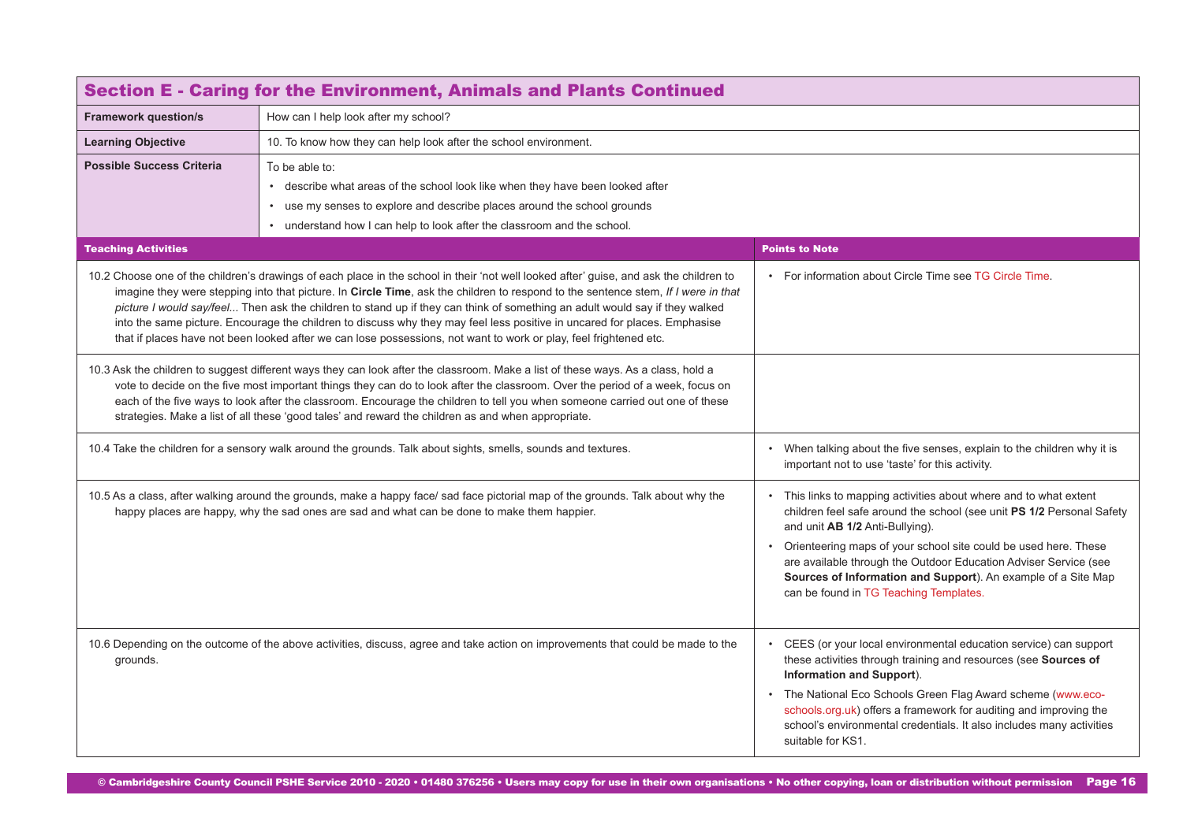## Section E - Caring for the Environment, Animals and Plants Continued

| | |
|---|---|
| **Framework question/s** | How can I help look after my school? |
| **Learning Objective** | 10. To know how they can help look after the school environment. |
| **Possible Success Criteria** | To be able to:<br>• describe what areas of the school look like when they have been looked after<br>• use my senses to explore and describe places around the school grounds<br>• understand how I can help to look after the classroom and the school. |

| Teaching Activities | Points to Note |
|---|---|
| 10.2 Choose one of the children's drawings of each place in the school in their 'not well looked after' guise, and ask the children to imagine they were stepping into that picture. In **Circle Time**, ask the children to respond to the sentence stem, *If I were in that picture I would say/feel...* Then ask the children to stand up if they can think of something an adult would say if they walked into the same picture. Encourage the children to discuss why they may feel less positive in uncared for places. Emphasise that if places have not been looked after we can lose possessions, not want to work or play, feel frightened etc. | • For information about Circle Time see TG Circle Time. |
| 10.3 Ask the children to suggest different ways they can look after the classroom. Make a list of these ways. As a class, hold a vote to decide on the five most important things they can do to look after the classroom. Over the period of a week, focus on each of the five ways to look after the classroom. Encourage the children to tell you when someone carried out one of these strategies. Make a list of all these 'good tales' and reward the children as and when appropriate. | |
| 10.4 Take the children for a sensory walk around the grounds. Talk about sights, smells, sounds and textures. | • When talking about the five senses, explain to the children why it is important not to use 'taste' for this activity. |
| 10.5 As a class, after walking around the grounds, make a happy face/ sad face pictorial map of the grounds. Talk about why the happy places are happy, why the sad ones are sad and what can be done to make them happier. | • This links to mapping activities about where and to what extent children feel safe around the school (see unit **PS 1/2** Personal Safety and unit **AB 1/2** Anti-Bullying).<br>• Orienteering maps of your school site could be used here. These are available through the Outdoor Education Adviser Service (see **Sources of Information and Support**). An example of a Site Map can be found in TG Teaching Templates. |
| 10.6 Depending on the outcome of the above activities, discuss, agree and take action on improvements that could be made to the grounds. | • CEES (or your local environmental education service) can support these activities through training and resources (see **Sources of Information and Support**).<br>• The National Eco Schools Green Flag Award scheme (www.eco-schools.org.uk) offers a framework for auditing and improving the school's environmental credentials. It also includes many activities suitable for KS1. |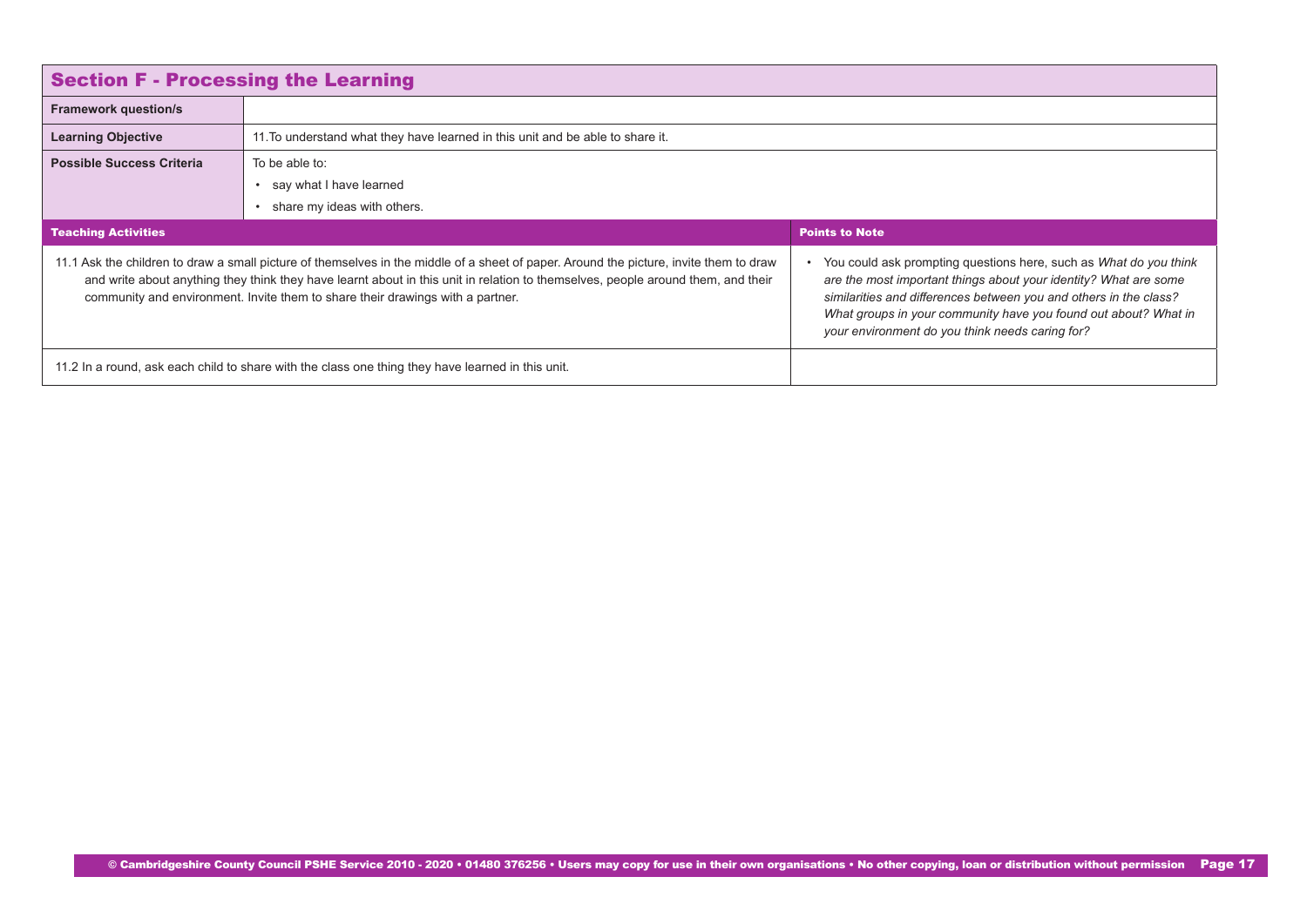## Section F - Processing the Learning

| | |
|---|---|
| **Framework question/s** | |
| **Learning Objective** | 11.To understand what they have learned in this unit and be able to share it. |
| **Possible Success Criteria** | To be able to:<br>• say what I have learned<br>• share my ideas with others. |

| Teaching Activities | Points to Note |
|---|---|
| 11.1 Ask the children to draw a small picture of themselves in the middle of a sheet of paper. Around the picture, invite them to draw and write about anything they think they have learnt about in this unit in relation to themselves, people around them, and their community and environment. Invite them to share their drawings with a partner. | • You could ask prompting questions here, such as *What do you think are the most important things about your identity? What are some similarities and differences between you and others in the class? What groups in your community have you found out about? What in your environment do you think needs caring for?* |
| 11.2 In a round, ask each child to share with the class one thing they have learned in this unit. | |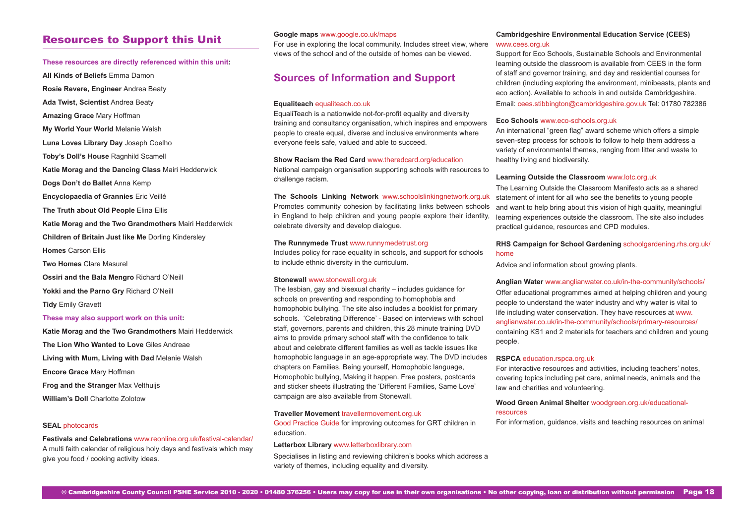## Resources to Support this Unit

**These resources are directly referenced within this unit:**

**All Kinds of Beliefs** Emma Damon

**Rosie Revere, Engineer** Andrea Beaty

**Ada Twist, Scientist** Andrea Beaty

**Amazing Grace** Mary Hoffman

**My World Your World** Melanie Walsh

**Luna Loves Library Day** Joseph Coelho

**Toby's Doll's House** Ragnhild Scamell

**Katie Morag and the Dancing Class** Mairi Hedderwick

**Dogs Don't do Ballet** Anna Kemp

**Encyclopaedia of Grannies** Eric Veillé

**The Truth about Old People** Elina Ellis

**Katie Morag and the Two Grandmothers** Mairi Hedderwick

**Children of Britain Just like Me** Dorling Kindersley

**Homes** Carson Ellis

**Two Homes** Clare Masurel

**Ossiri and the Bala Mengro** Richard O'Neill

**Yokki and the Parno Gry** Richard O'Neill

**Tidy** Emily Gravett

**These may also support work on this unit:**

**Katie Morag and the Two Grandmothers** Mairi Hedderwick

**The Lion Who Wanted to Love** Giles Andreae

**Living with Mum, Living with Dad** Melanie Walsh

**Encore Grace** Mary Hoffman

**Frog and the Stranger** Max Velthuijs

**William's Doll** Charlotte Zolotow

**SEAL** photocards

**Festivals and Celebrations** www.reonline.org.uk/festival-calendar/
A multi faith calendar of religious holy days and festivals which may give you food / cooking activity ideas.

**Google maps** www.google.co.uk/maps
For use in exploring the local community. Includes street view, where views of the school and of the outside of homes can be viewed.

## Sources of Information and Support

**Equaliteach** equaliteach.co.uk
EqualiTeach is a nationwide not-for-profit equality and diversity training and consultancy organisation, which inspires and empowers people to create equal, diverse and inclusive environments where everyone feels safe, valued and able to succeed.

**Show Racism the Red Card** www.theredcard.org/education
National campaign organisation supporting schools with resources to challenge racism.

**The Schools Linking Network** www.schoolslinkingnetwork.org.uk
Promotes community cohesion by facilitating links between schools in England to help children and young people explore their identity, celebrate diversity and develop dialogue.

**The Runnymede Trust** www.runnymedetrust.org
Includes policy for race equality in schools, and support for schools to include ethnic diversity in the curriculum.

**Stonewall** www.stonewall.org.uk
The lesbian, gay and bisexual charity – includes guidance for schools on preventing and responding to homophobia and homophobic bullying. The site also includes a booklist for primary schools. 'Celebrating Difference' - Based on interviews with school staff, governors, parents and children, this 28 minute training DVD aims to provide primary school staff with the confidence to talk about and celebrate different families as well as tackle issues like homophobic language in an age-appropriate way. The DVD includes chapters on Families, Being yourself, Homophobic language, Homophobic bullying, Making it happen. Free posters, postcards and sticker sheets illustrating the 'Different Families, Same Love' campaign are also available from Stonewall.

**Traveller Movement** travellermovement.org.uk
Good Practice Guide for improving outcomes for GRT children in education.

**Letterbox Library** www.letterboxlibrary.com
Specialises in listing and reviewing children's books which address a variety of themes, including equality and diversity.

**Cambridgeshire Environmental Education Service (CEES)** www.cees.org.uk
Support for Eco Schools, Sustainable Schools and Environmental learning outside the classroom is available from CEES in the form of staff and governor training, and day and residential courses for children (including exploring the environment, minibeasts, plants and eco action). Available to schools in and outside Cambridgeshire.
Email: cees.stibbington@cambridgeshire.gov.uk Tel: 01780 782386

**Eco Schools** www.eco-schools.org.uk
An international "green flag" award scheme which offers a simple seven-step process for schools to follow to help them address a variety of environmental themes, ranging from litter and waste to healthy living and biodiversity.

**Learning Outside the Classroom** www.lotc.org.uk
The Learning Outside the Classroom Manifesto acts as a shared statement of intent for all who see the benefits to young people and want to help bring about this vision of high quality, meaningful learning experiences outside the classroom. The site also includes practical guidance, resources and CPD modules.

**RHS Campaign for School Gardening** schoolgardening.rhs.org.uk/home
Advice and information about growing plants.

**Anglian Water** www.anglianwater.co.uk/in-the-community/schools/
Offer educational programmes aimed at helping children and young people to understand the water industry and why water is vital to life including water conservation. They have resources at www.anglianwater.co.uk/in-the-community/schools/primary-resources/ containing KS1 and 2 materials for teachers and children and young people.

**RSPCA** education.rspca.org.uk
For interactive resources and activities, including teachers' notes, covering topics including pet care, animal needs, animals and the law and charities and volunteering.

**Wood Green Animal Shelter** woodgreen.org.uk/educational-resources
For information, guidance, visits and teaching resources on animal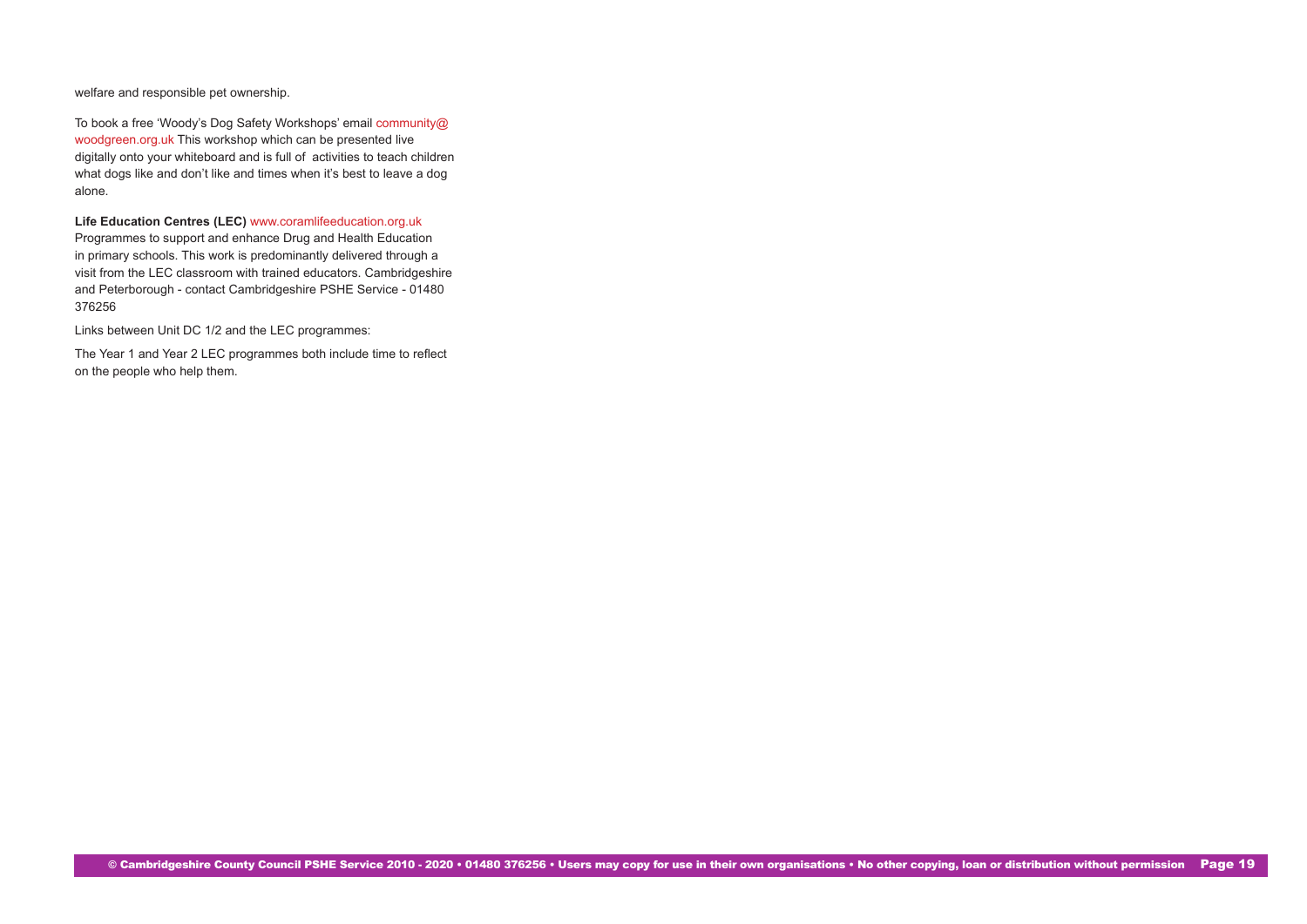welfare and responsible pet ownership.

To book a free 'Woody's Dog Safety Workshops' email community@woodgreen.org.uk This workshop which can be presented live digitally onto your whiteboard and is full of activities to teach children what dogs like and don't like and times when it's best to leave a dog alone.

**Life Education Centres (LEC)** www.coramlifeeducation.org.uk
Programmes to support and enhance Drug and Health Education in primary schools. This work is predominantly delivered through a visit from the LEC classroom with trained educators. Cambridgeshire and Peterborough - contact Cambridgeshire PSHE Service - 01480 376256

Links between Unit DC 1/2 and the LEC programmes:

The Year 1 and Year 2 LEC programmes both include time to reflect on the people who help them.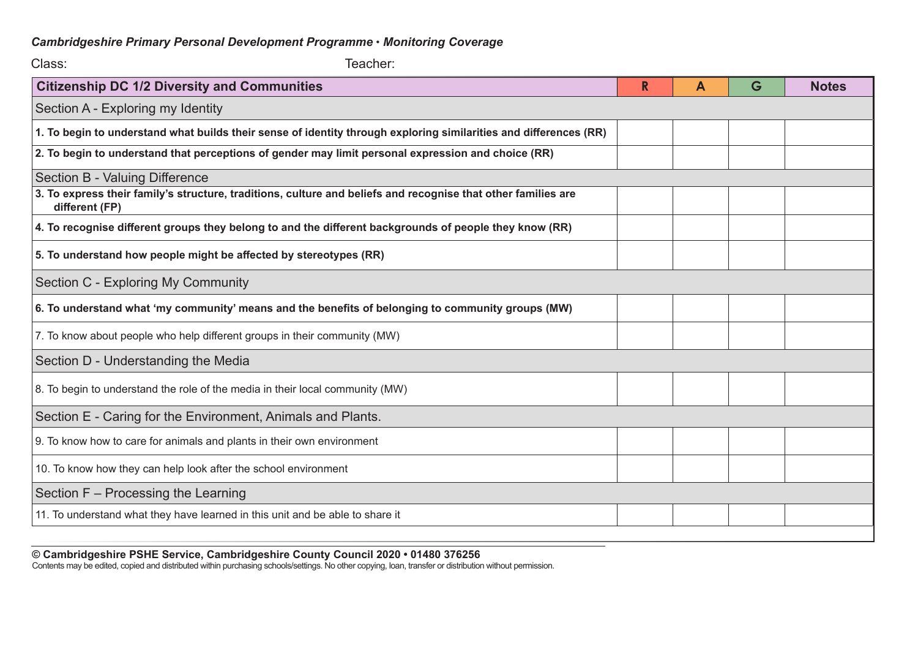*Cambridgeshire Primary Personal Development Programme • Monitoring Coverage*

Class: Teacher:

| **Citizenship DC 1/2 Diversity and Communities** | **R** | **A** | **G** | **Notes** |
|---|---|---|---|---|
| Section A - Exploring my Identity | | | | |
| **1. To begin to understand what builds their sense of identity through exploring similarities and differences (RR)** | | | | |
| **2. To begin to understand that perceptions of gender may limit personal expression and choice (RR)** | | | | |
| Section B - Valuing Difference | | | | |
| **3. To express their family's structure, traditions, culture and beliefs and recognise that other families are different (FP)** | | | | |
| **4. To recognise different groups they belong to and the different backgrounds of people they know (RR)** | | | | |
| **5. To understand how people might be affected by stereotypes (RR)** | | | | |
| Section C - Exploring My Community | | | | |
| **6. To understand what 'my community' means and the benefits of belonging to community groups (MW)** | | | | |
| 7. To know about people who help different groups in their community (MW) | | | | |
| Section D - Understanding the Media | | | | |
| 8. To begin to understand the role of the media in their local community (MW) | | | | |
| Section E - Caring for the Environment, Animals and Plants. | | | | |
| 9. To know how to care for animals and plants in their own environment | | | | |
| 10. To know how they can help look after the school environment | | | | |
| Section F – Processing the Learning | | | | |
| 11. To understand what they have learned in this unit and be able to share it | | | | |

**© Cambridgeshire PSHE Service, Cambridgeshire County Council 2020 • 01480 376256**
Contents may be edited, copied and distributed within purchasing schools/settings. No other copying, loan, transfer or distribution without permission.